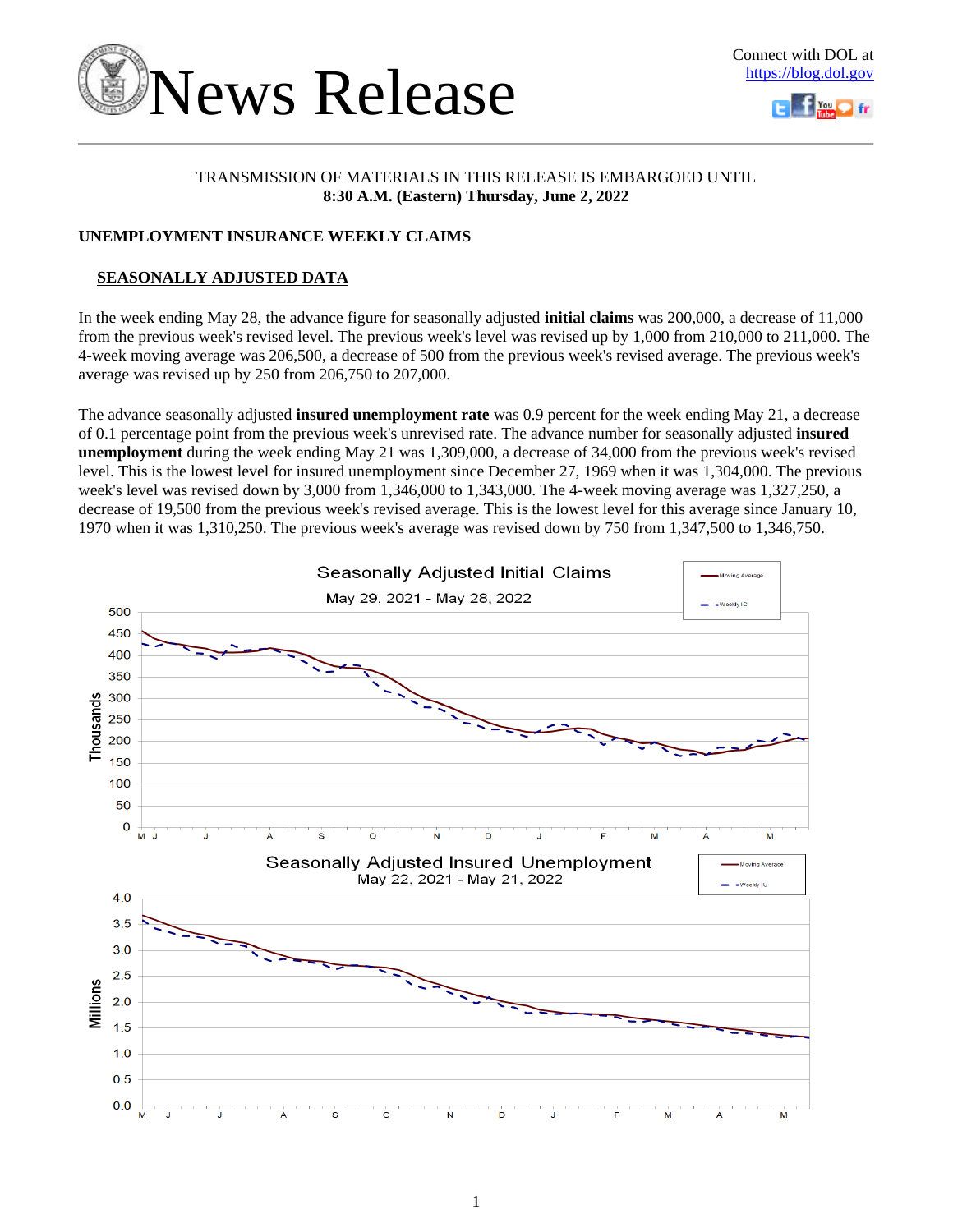# News Release

Connect with DOL at https://blog.dol.gov

TRANSMISSION OF MATERIALS IN THIS RELEASE IS EMBARGOED UNTIL
**8:30 A.M. (Eastern) Thursday, June 2, 2022**

## UNEMPLOYMENT INSURANCE WEEKLY CLAIMS

### SEASONALLY ADJUSTED DATA

In the week ending May 28, the advance figure for seasonally adjusted **initial claims** was 200,000, a decrease of 11,000 from the previous week's revised level. The previous week's level was revised up by 1,000 from 210,000 to 211,000. The 4-week moving average was 206,500, a decrease of 500 from the previous week's revised average. The previous week's average was revised up by 250 from 206,750 to 207,000.

The advance seasonally adjusted **insured unemployment rate** was 0.9 percent for the week ending May 21, a decrease of 0.1 percentage point from the previous week's unrevised rate. The advance number for seasonally adjusted **insured unemployment** during the week ending May 21 was 1,309,000, a decrease of 34,000 from the previous week's revised level. This is the lowest level for insured unemployment since December 27, 1969 when it was 1,304,000. The previous week's level was revised down by 3,000 from 1,346,000 to 1,343,000. The 4-week moving average was 1,327,250, a decrease of 19,500 from the previous week's revised average. This is the lowest level for this average since January 10, 1970 when it was 1,310,250. The previous week's average was revised down by 750 from 1,347,500 to 1,346,750.

Seasonally Adjusted Initial Claims
May 29, 2021 - May 28, 2022

Seasonally Adjusted Insured Unemployment
May 22, 2021 - May 21, 2022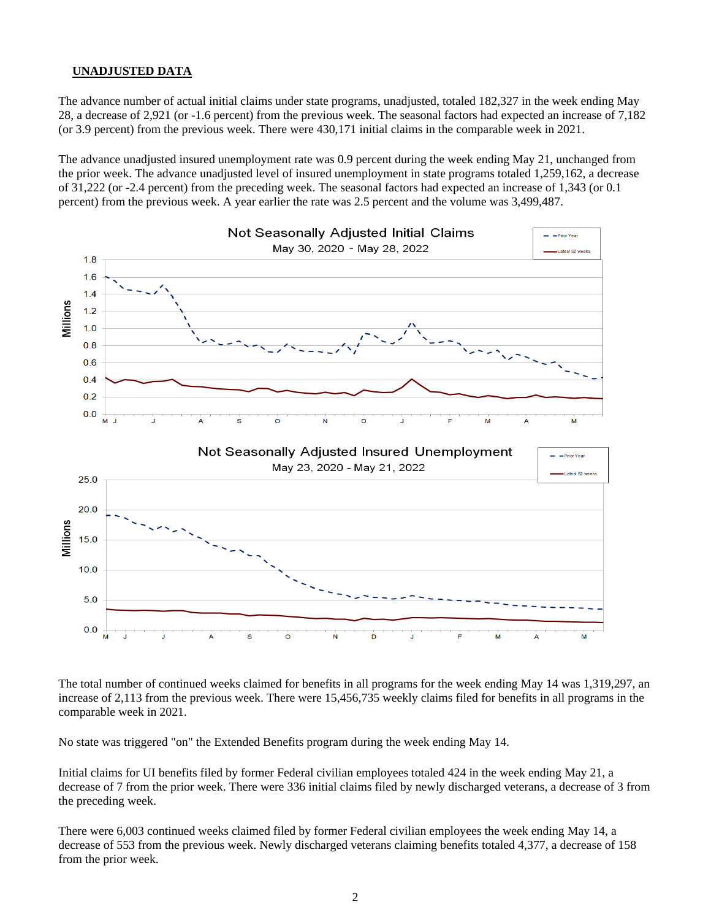## UNADJUSTED DATA

The advance number of actual initial claims under state programs, unadjusted, totaled 182,327 in the week ending May 28, a decrease of 2,921 (or -1.6 percent) from the previous week. The seasonal factors had expected an increase of 7,182 (or 3.9 percent) from the previous week. There were 430,171 initial claims in the comparable week in 2021.

The advance unadjusted insured unemployment rate was 0.9 percent during the week ending May 21, unchanged from the prior week. The advance unadjusted level of insured unemployment in state programs totaled 1,259,162, a decrease of 31,222 (or -2.4 percent) from the preceding week. The seasonal factors had expected an increase of 1,343 (or 0.1 percent) from the previous week. A year earlier the rate was 2.5 percent and the volume was 3,499,487.

The total number of continued weeks claimed for benefits in all programs for the week ending May 14 was 1,319,297, an increase of 2,113 from the previous week. There were 15,456,735 weekly claims filed for benefits in all programs in the comparable week in 2021.

No state was triggered "on" the Extended Benefits program during the week ending May 14.

Initial claims for UI benefits filed by former Federal civilian employees totaled 424 in the week ending May 21, a decrease of 7 from the prior week. There were 336 initial claims filed by newly discharged veterans, a decrease of 3 from the preceding week.

There were 6,003 continued weeks claimed filed by former Federal civilian employees the week ending May 14, a decrease of 553 from the previous week. Newly discharged veterans claiming benefits totaled 4,377, a decrease of 158 from the prior week.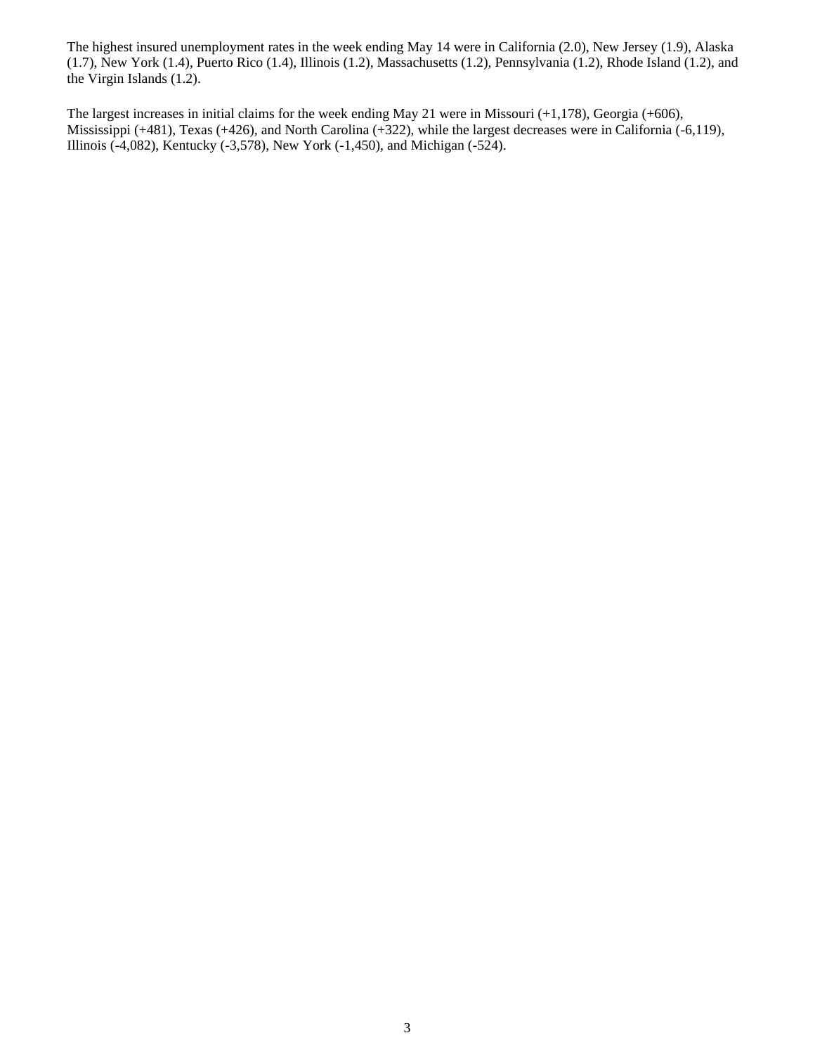The highest insured unemployment rates in the week ending May 14 were in California (2.0), New Jersey (1.9), Alaska (1.7), New York (1.4), Puerto Rico (1.4), Illinois (1.2), Massachusetts (1.2), Pennsylvania (1.2), Rhode Island (1.2), and the Virgin Islands (1.2).

The largest increases in initial claims for the week ending May 21 were in Missouri (+1,178), Georgia (+606), Mississippi (+481), Texas (+426), and North Carolina (+322), while the largest decreases were in California (-6,119), Illinois (-4,082), Kentucky (-3,578), New York (-1,450), and Michigan (-524).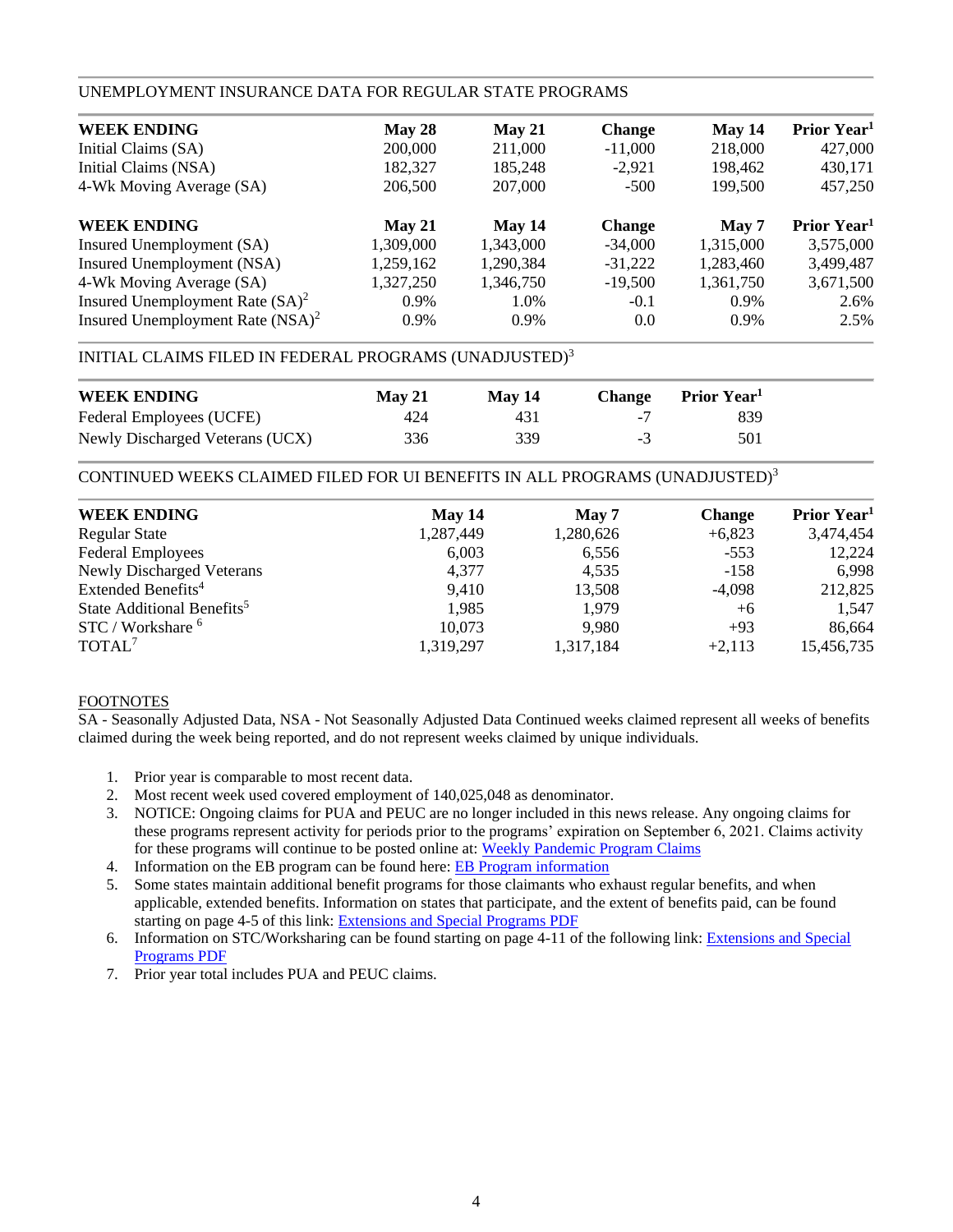## UNEMPLOYMENT INSURANCE DATA FOR REGULAR STATE PROGRAMS

| WEEK ENDING | May 28 | May 21 | Change | May 14 | Prior Year[1] |
|---|---|---|---|---|---|
| Initial Claims (SA) | 200,000 | 211,000 | -11,000 | 218,000 | 427,000 |
| Initial Claims (NSA) | 182,327 | 185,248 | -2,921 | 198,462 | 430,171 |
| 4-Wk Moving Average (SA) | 206,500 | 207,000 | -500 | 199,500 | 457,250 |

| WEEK ENDING | May 21 | May 14 | Change | May 7 | Prior Year[1] |
|---|---|---|---|---|---|
| Insured Unemployment (SA) | 1,309,000 | 1,343,000 | -34,000 | 1,315,000 | 3,575,000 |
| Insured Unemployment (NSA) | 1,259,162 | 1,290,384 | -31,222 | 1,283,460 | 3,499,487 |
| 4-Wk Moving Average (SA) | 1,327,250 | 1,346,750 | -19,500 | 1,361,750 | 3,671,500 |
| Insured Unemployment Rate (SA)[2] | 0.9% | 1.0% | -0.1 | 0.9% | 2.6% |
| Insured Unemployment Rate (NSA)[2] | 0.9% | 0.9% | 0.0 | 0.9% | 2.5% |

## INITIAL CLAIMS FILED IN FEDERAL PROGRAMS (UNADJUSTED)[3]

| WEEK ENDING | May 21 | May 14 | Change | Prior Year[1] |
|---|---|---|---|---|
| Federal Employees (UCFE) | 424 | 431 | -7 | 839 |
| Newly Discharged Veterans (UCX) | 336 | 339 | -3 | 501 |

## CONTINUED WEEKS CLAIMED FILED FOR UI BENEFITS IN ALL PROGRAMS (UNADJUSTED)[3]

| WEEK ENDING | May 14 | May 7 | Change | Prior Year[1] |
|---|---|---|---|---|
| Regular State | 1,287,449 | 1,280,626 | +6,823 | 3,474,454 |
| Federal Employees | 6,003 | 6,556 | -553 | 12,224 |
| Newly Discharged Veterans | 4,377 | 4,535 | -158 | 6,998 |
| Extended Benefits[4] | 9,410 | 13,508 | -4,098 | 212,825 |
| State Additional Benefits[5] | 1,985 | 1,979 | +6 | 1,547 |
| STC / Workshare [6] | 10,073 | 9,980 | +93 | 86,664 |
| TOTAL[7] | 1,319,297 | 1,317,184 | +2,113 | 15,456,735 |

FOOTNOTES

SA - Seasonally Adjusted Data, NSA - Not Seasonally Adjusted Data Continued weeks claimed represent all weeks of benefits claimed during the week being reported, and do not represent weeks claimed by unique individuals.

1. Prior year is comparable to most recent data.
2. Most recent week used covered employment of 140,025,048 as denominator.
3. NOTICE: Ongoing claims for PUA and PEUC are no longer included in this news release. Any ongoing claims for these programs represent activity for periods prior to the programs' expiration on September 6, 2021. Claims activity for these programs will continue to be posted online at: Weekly Pandemic Program Claims
4. Information on the EB program can be found here: EB Program information
5. Some states maintain additional benefit programs for those claimants who exhaust regular benefits, and when applicable, extended benefits. Information on states that participate, and the extent of benefits paid, can be found starting on page 4-5 of this link: Extensions and Special Programs PDF
6. Information on STC/Worksharing can be found starting on page 4-11 of the following link: Extensions and Special Programs PDF
7. Prior year total includes PUA and PEUC claims.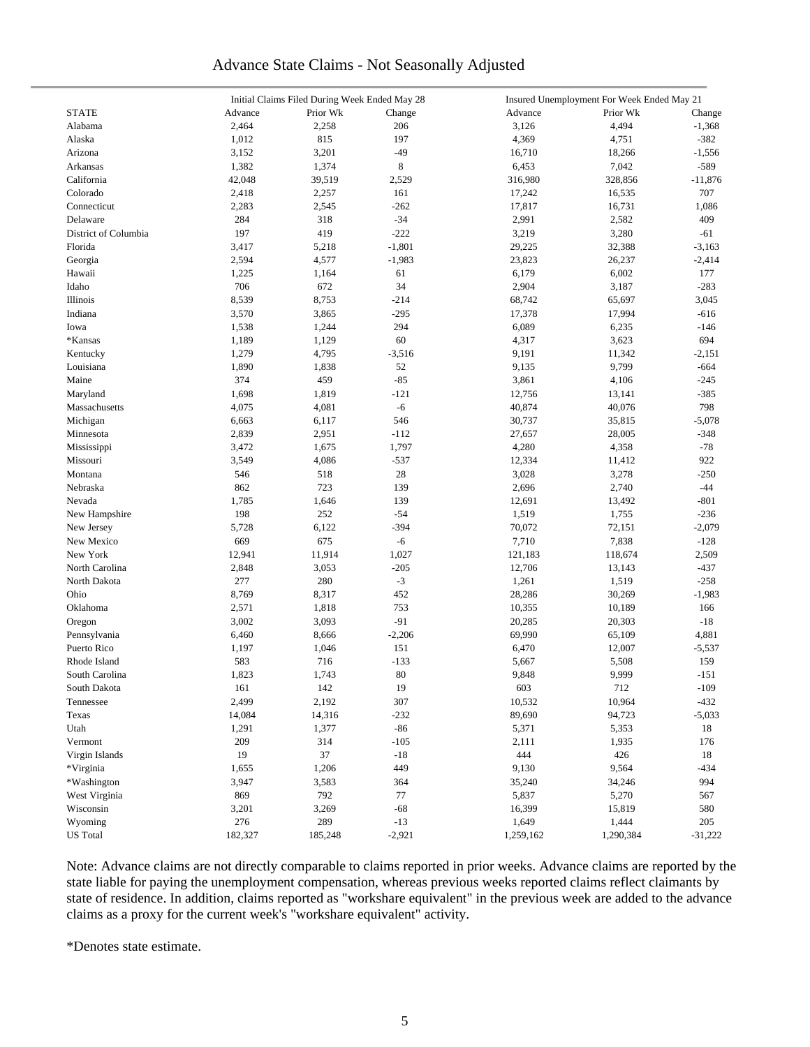# Advance State Claims - Not Seasonally Adjusted

| STATE | Initial Claims Filed During Week Ended May 28 | | | Insured Unemployment For Week Ended May 21 | | |
|---|---|---|---|---|---|---|
| | Advance | Prior Wk | Change | Advance | Prior Wk | Change |
| Alabama | 2,464 | 2,258 | 206 | 3,126 | 4,494 | -1,368 |
| Alaska | 1,012 | 815 | 197 | 4,369 | 4,751 | -382 |
| Arizona | 3,152 | 3,201 | -49 | 16,710 | 18,266 | -1,556 |
| Arkansas | 1,382 | 1,374 | 8 | 6,453 | 7,042 | -589 |
| California | 42,048 | 39,519 | 2,529 | 316,980 | 328,856 | -11,876 |
| Colorado | 2,418 | 2,257 | 161 | 17,242 | 16,535 | 707 |
| Connecticut | 2,283 | 2,545 | -262 | 17,817 | 16,731 | 1,086 |
| Delaware | 284 | 318 | -34 | 2,991 | 2,582 | 409 |
| District of Columbia | 197 | 419 | -222 | 3,219 | 3,280 | -61 |
| Florida | 3,417 | 5,218 | -1,801 | 29,225 | 32,388 | -3,163 |
| Georgia | 2,594 | 4,577 | -1,983 | 23,823 | 26,237 | -2,414 |
| Hawaii | 1,225 | 1,164 | 61 | 6,179 | 6,002 | 177 |
| Idaho | 706 | 672 | 34 | 2,904 | 3,187 | -283 |
| Illinois | 8,539 | 8,753 | -214 | 68,742 | 65,697 | 3,045 |
| Indiana | 3,570 | 3,865 | -295 | 17,378 | 17,994 | -616 |
| Iowa | 1,538 | 1,244 | 294 | 6,089 | 6,235 | -146 |
| *Kansas | 1,189 | 1,129 | 60 | 4,317 | 3,623 | 694 |
| Kentucky | 1,279 | 4,795 | -3,516 | 9,191 | 11,342 | -2,151 |
| Louisiana | 1,890 | 1,838 | 52 | 9,135 | 9,799 | -664 |
| Maine | 374 | 459 | -85 | 3,861 | 4,106 | -245 |
| Maryland | 1,698 | 1,819 | -121 | 12,756 | 13,141 | -385 |
| Massachusetts | 4,075 | 4,081 | -6 | 40,874 | 40,076 | 798 |
| Michigan | 6,663 | 6,117 | 546 | 30,737 | 35,815 | -5,078 |
| Minnesota | 2,839 | 2,951 | -112 | 27,657 | 28,005 | -348 |
| Mississippi | 3,472 | 1,675 | 1,797 | 4,280 | 4,358 | -78 |
| Missouri | 3,549 | 4,086 | -537 | 12,334 | 11,412 | 922 |
| Montana | 546 | 518 | 28 | 3,028 | 3,278 | -250 |
| Nebraska | 862 | 723 | 139 | 2,696 | 2,740 | -44 |
| Nevada | 1,785 | 1,646 | 139 | 12,691 | 13,492 | -801 |
| New Hampshire | 198 | 252 | -54 | 1,519 | 1,755 | -236 |
| New Jersey | 5,728 | 6,122 | -394 | 70,072 | 72,151 | -2,079 |
| New Mexico | 669 | 675 | -6 | 7,710 | 7,838 | -128 |
| New York | 12,941 | 11,914 | 1,027 | 121,183 | 118,674 | 2,509 |
| North Carolina | 2,848 | 3,053 | -205 | 12,706 | 13,143 | -437 |
| North Dakota | 277 | 280 | -3 | 1,261 | 1,519 | -258 |
| Ohio | 8,769 | 8,317 | 452 | 28,286 | 30,269 | -1,983 |
| Oklahoma | 2,571 | 1,818 | 753 | 10,355 | 10,189 | 166 |
| Oregon | 3,002 | 3,093 | -91 | 20,285 | 20,303 | -18 |
| Pennsylvania | 6,460 | 8,666 | -2,206 | 69,990 | 65,109 | 4,881 |
| Puerto Rico | 1,197 | 1,046 | 151 | 6,470 | 12,007 | -5,537 |
| Rhode Island | 583 | 716 | -133 | 5,667 | 5,508 | 159 |
| South Carolina | 1,823 | 1,743 | 80 | 9,848 | 9,999 | -151 |
| South Dakota | 161 | 142 | 19 | 603 | 712 | -109 |
| Tennessee | 2,499 | 2,192 | 307 | 10,532 | 10,964 | -432 |
| Texas | 14,084 | 14,316 | -232 | 89,690 | 94,723 | -5,033 |
| Utah | 1,291 | 1,377 | -86 | 5,371 | 5,353 | 18 |
| Vermont | 209 | 314 | -105 | 2,111 | 1,935 | 176 |
| Virgin Islands | 19 | 37 | -18 | 444 | 426 | 18 |
| *Virginia | 1,655 | 1,206 | 449 | 9,130 | 9,564 | -434 |
| *Washington | 3,947 | 3,583 | 364 | 35,240 | 34,246 | 994 |
| West Virginia | 869 | 792 | 77 | 5,837 | 5,270 | 567 |
| Wisconsin | 3,201 | 3,269 | -68 | 16,399 | 15,819 | 580 |
| Wyoming | 276 | 289 | -13 | 1,649 | 1,444 | 205 |
| US Total | 182,327 | 185,248 | -2,921 | 1,259,162 | 1,290,384 | -31,222 |

Note: Advance claims are not directly comparable to claims reported in prior weeks. Advance claims are reported by the state liable for paying the unemployment compensation, whereas previous weeks reported claims reflect claimants by state of residence. In addition, claims reported as "workshare equivalent" in the previous week are added to the advance claims as a proxy for the current week's "workshare equivalent" activity.

*Denotes state estimate.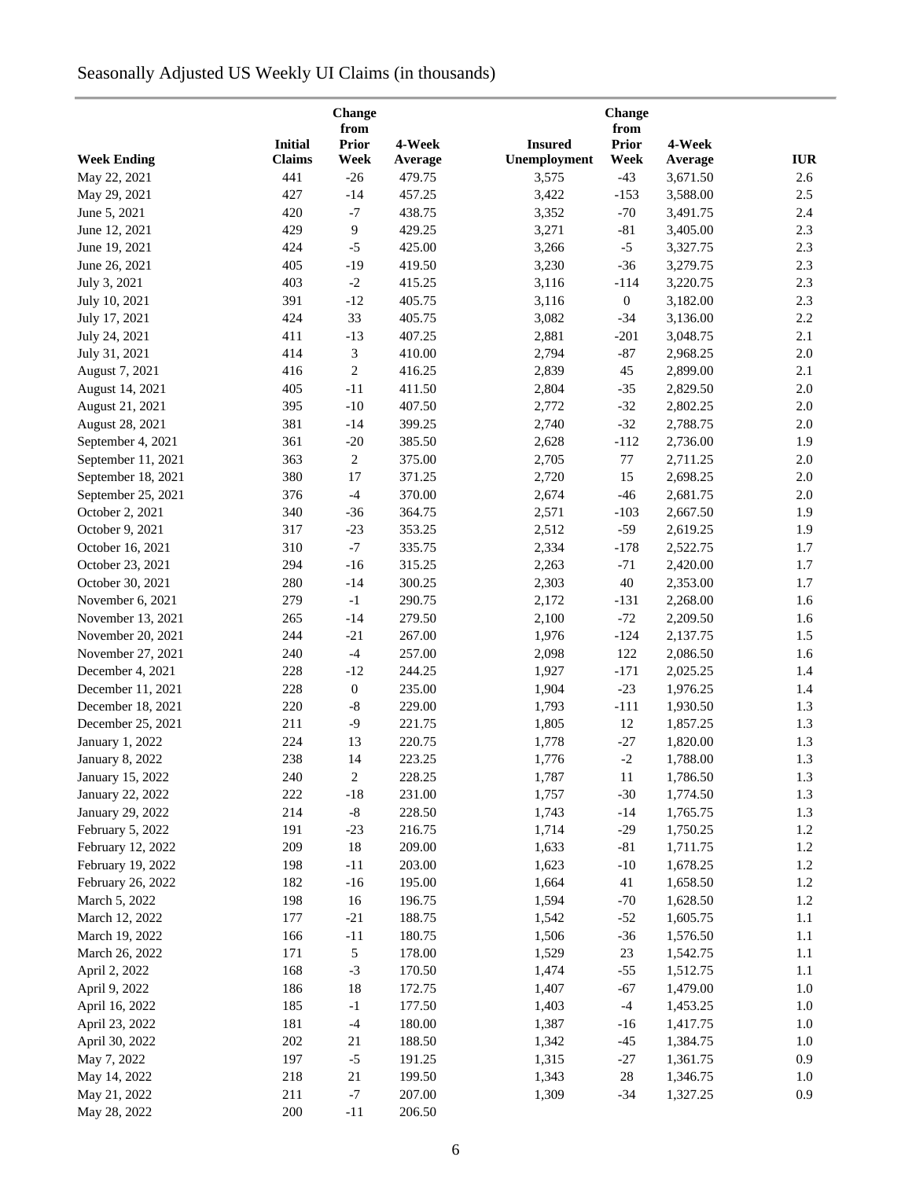Seasonally Adjusted US Weekly UI Claims (in thousands)

| Week Ending | Initial Claims | Change from Prior Week | 4-Week Average | Insured Unemployment | Change from Prior Week | 4-Week Average | IUR |
|---|---|---|---|---|---|---|---|
| May 22, 2021 | 441 | -26 | 479.75 | 3,575 | -43 | 3,671.50 | 2.6 |
| May 29, 2021 | 427 | -14 | 457.25 | 3,422 | -153 | 3,588.00 | 2.5 |
| June 5, 2021 | 420 | -7 | 438.75 | 3,352 | -70 | 3,491.75 | 2.4 |
| June 12, 2021 | 429 | 9 | 429.25 | 3,271 | -81 | 3,405.00 | 2.3 |
| June 19, 2021 | 424 | -5 | 425.00 | 3,266 | -5 | 3,327.75 | 2.3 |
| June 26, 2021 | 405 | -19 | 419.50 | 3,230 | -36 | 3,279.75 | 2.3 |
| July 3, 2021 | 403 | -2 | 415.25 | 3,116 | -114 | 3,220.75 | 2.3 |
| July 10, 2021 | 391 | -12 | 405.75 | 3,116 | 0 | 3,182.00 | 2.3 |
| July 17, 2021 | 424 | 33 | 405.75 | 3,082 | -34 | 3,136.00 | 2.2 |
| July 24, 2021 | 411 | -13 | 407.25 | 2,881 | -201 | 3,048.75 | 2.1 |
| July 31, 2021 | 414 | 3 | 410.00 | 2,794 | -87 | 2,968.25 | 2.0 |
| August 7, 2021 | 416 | 2 | 416.25 | 2,839 | 45 | 2,899.00 | 2.1 |
| August 14, 2021 | 405 | -11 | 411.50 | 2,804 | -35 | 2,829.50 | 2.0 |
| August 21, 2021 | 395 | -10 | 407.50 | 2,772 | -32 | 2,802.25 | 2.0 |
| August 28, 2021 | 381 | -14 | 399.25 | 2,740 | -32 | 2,788.75 | 2.0 |
| September 4, 2021 | 361 | -20 | 385.50 | 2,628 | -112 | 2,736.00 | 1.9 |
| September 11, 2021 | 363 | 2 | 375.00 | 2,705 | 77 | 2,711.25 | 2.0 |
| September 18, 2021 | 380 | 17 | 371.25 | 2,720 | 15 | 2,698.25 | 2.0 |
| September 25, 2021 | 376 | -4 | 370.00 | 2,674 | -46 | 2,681.75 | 2.0 |
| October 2, 2021 | 340 | -36 | 364.75 | 2,571 | -103 | 2,667.50 | 1.9 |
| October 9, 2021 | 317 | -23 | 353.25 | 2,512 | -59 | 2,619.25 | 1.9 |
| October 16, 2021 | 310 | -7 | 335.75 | 2,334 | -178 | 2,522.75 | 1.7 |
| October 23, 2021 | 294 | -16 | 315.25 | 2,263 | -71 | 2,420.00 | 1.7 |
| October 30, 2021 | 280 | -14 | 300.25 | 2,303 | 40 | 2,353.00 | 1.7 |
| November 6, 2021 | 279 | -1 | 290.75 | 2,172 | -131 | 2,268.00 | 1.6 |
| November 13, 2021 | 265 | -14 | 279.50 | 2,100 | -72 | 2,209.50 | 1.6 |
| November 20, 2021 | 244 | -21 | 267.00 | 1,976 | -124 | 2,137.75 | 1.5 |
| November 27, 2021 | 240 | -4 | 257.00 | 2,098 | 122 | 2,086.50 | 1.6 |
| December 4, 2021 | 228 | -12 | 244.25 | 1,927 | -171 | 2,025.25 | 1.4 |
| December 11, 2021 | 228 | 0 | 235.00 | 1,904 | -23 | 1,976.25 | 1.4 |
| December 18, 2021 | 220 | -8 | 229.00 | 1,793 | -111 | 1,930.50 | 1.3 |
| December 25, 2021 | 211 | -9 | 221.75 | 1,805 | 12 | 1,857.25 | 1.3 |
| January 1, 2022 | 224 | 13 | 220.75 | 1,778 | -27 | 1,820.00 | 1.3 |
| January 8, 2022 | 238 | 14 | 223.25 | 1,776 | -2 | 1,788.00 | 1.3 |
| January 15, 2022 | 240 | 2 | 228.25 | 1,787 | 11 | 1,786.50 | 1.3 |
| January 22, 2022 | 222 | -18 | 231.00 | 1,757 | -30 | 1,774.50 | 1.3 |
| January 29, 2022 | 214 | -8 | 228.50 | 1,743 | -14 | 1,765.75 | 1.3 |
| February 5, 2022 | 191 | -23 | 216.75 | 1,714 | -29 | 1,750.25 | 1.2 |
| February 12, 2022 | 209 | 18 | 209.00 | 1,633 | -81 | 1,711.75 | 1.2 |
| February 19, 2022 | 198 | -11 | 203.00 | 1,623 | -10 | 1,678.25 | 1.2 |
| February 26, 2022 | 182 | -16 | 195.00 | 1,664 | 41 | 1,658.50 | 1.2 |
| March 5, 2022 | 198 | 16 | 196.75 | 1,594 | -70 | 1,628.50 | 1.2 |
| March 12, 2022 | 177 | -21 | 188.75 | 1,542 | -52 | 1,605.75 | 1.1 |
| March 19, 2022 | 166 | -11 | 180.75 | 1,506 | -36 | 1,576.50 | 1.1 |
| March 26, 2022 | 171 | 5 | 178.00 | 1,529 | 23 | 1,542.75 | 1.1 |
| April 2, 2022 | 168 | -3 | 170.50 | 1,474 | -55 | 1,512.75 | 1.1 |
| April 9, 2022 | 186 | 18 | 172.75 | 1,407 | -67 | 1,479.00 | 1.0 |
| April 16, 2022 | 185 | -1 | 177.50 | 1,403 | -4 | 1,453.25 | 1.0 |
| April 23, 2022 | 181 | -4 | 180.00 | 1,387 | -16 | 1,417.75 | 1.0 |
| April 30, 2022 | 202 | 21 | 188.50 | 1,342 | -45 | 1,384.75 | 1.0 |
| May 7, 2022 | 197 | -5 | 191.25 | 1,315 | -27 | 1,361.75 | 0.9 |
| May 14, 2022 | 218 | 21 | 199.50 | 1,343 | 28 | 1,346.75 | 1.0 |
| May 21, 2022 | 211 | -7 | 207.00 | 1,309 | -34 | 1,327.25 | 0.9 |
| May 28, 2022 | 200 | -11 | 206.50 | | | | |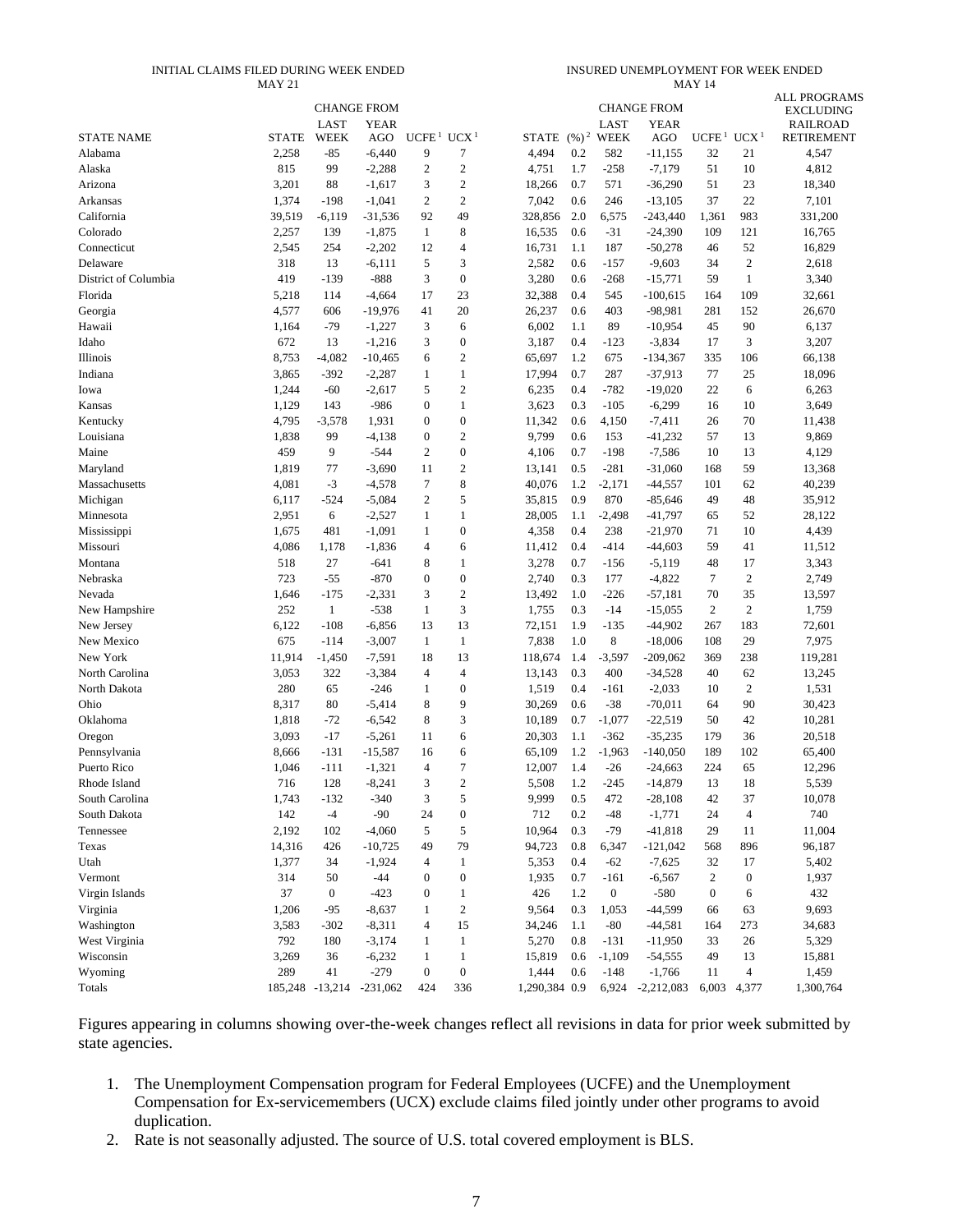| | INITIAL CLAIMS FILED DURING WEEK ENDED MAY 21 | | | | | INSURED UNEMPLOYMENT FOR WEEK ENDED MAY 14 | | | | | | | |
|---|---|---|---|---|---|---|---|---|---|---|---|---|---|
| | | CHANGE FROM | | | | | | CHANGE FROM | | | | | ALL PROGRAMS EXCLUDING RAILROAD RETIREMENT |
| STATE NAME | STATE | LAST WEEK | YEAR AGO | UCFE [1] | UCX [1] | STATE | (%) [2] | LAST WEEK | YEAR AGO | UCFE [1] | UCX [1] | | |
| Alabama | 2,258 | -85 | -6,440 | 9 | 7 | 4,494 | 0.2 | 582 | -11,155 | 32 | 21 | | 4,547 |
| Alaska | 815 | 99 | -2,288 | 2 | 2 | 4,751 | 1.7 | -258 | -7,179 | 51 | 10 | | 4,812 |
| Arizona | 3,201 | 88 | -1,617 | 3 | 2 | 18,266 | 0.7 | 571 | -36,290 | 51 | 23 | | 18,340 |
| Arkansas | 1,374 | -198 | -1,041 | 2 | 2 | 7,042 | 0.6 | 246 | -13,105 | 37 | 22 | | 7,101 |
| California | 39,519 | -6,119 | -31,536 | 92 | 49 | 328,856 | 2.0 | 6,575 | -243,440 | 1,361 | 983 | | 331,200 |
| Colorado | 2,257 | 139 | -1,875 | 1 | 8 | 16,535 | 0.6 | -31 | -24,390 | 109 | 121 | | 16,765 |
| Connecticut | 2,545 | 254 | -2,202 | 12 | 4 | 16,731 | 1.1 | 187 | -50,278 | 46 | 52 | | 16,829 |
| Delaware | 318 | 13 | -6,111 | 5 | 3 | 2,582 | 0.6 | -157 | -9,603 | 34 | 2 | | 2,618 |
| District of Columbia | 419 | -139 | -888 | 3 | 0 | 3,280 | 0.6 | -268 | -15,771 | 59 | 1 | | 3,340 |
| Florida | 5,218 | 114 | -4,664 | 17 | 23 | 32,388 | 0.4 | 545 | -100,615 | 164 | 109 | | 32,661 |
| Georgia | 4,577 | 606 | -19,976 | 41 | 20 | 26,237 | 0.6 | 403 | -98,981 | 281 | 152 | | 26,670 |
| Hawaii | 1,164 | -79 | -1,227 | 3 | 6 | 6,002 | 1.1 | 89 | -10,954 | 45 | 90 | | 6,137 |
| Idaho | 672 | 13 | -1,216 | 3 | 0 | 3,187 | 0.4 | -123 | -3,834 | 17 | 3 | | 3,207 |
| Illinois | 8,753 | -4,082 | -10,465 | 6 | 2 | 65,697 | 1.2 | 675 | -134,367 | 335 | 106 | | 66,138 |
| Indiana | 3,865 | -392 | -2,287 | 1 | 1 | 17,994 | 0.7 | 287 | -37,913 | 77 | 25 | | 18,096 |
| Iowa | 1,244 | -60 | -2,617 | 5 | 2 | 6,235 | 0.4 | -782 | -19,020 | 22 | 6 | | 6,263 |
| Kansas | 1,129 | 143 | -986 | 0 | 1 | 3,623 | 0.3 | -105 | -6,299 | 16 | 10 | | 3,649 |
| Kentucky | 4,795 | -3,578 | 1,931 | 0 | 0 | 11,342 | 0.6 | 4,150 | -7,411 | 26 | 70 | | 11,438 |
| Louisiana | 1,838 | 99 | -4,138 | 0 | 2 | 9,799 | 0.6 | 153 | -41,232 | 57 | 13 | | 9,869 |
| Maine | 459 | 9 | -544 | 2 | 0 | 4,106 | 0.7 | -198 | -7,586 | 10 | 13 | | 4,129 |
| Maryland | 1,819 | 77 | -3,690 | 11 | 2 | 13,141 | 0.5 | -281 | -31,060 | 168 | 59 | | 13,368 |
| Massachusetts | 4,081 | -3 | -4,578 | 7 | 8 | 40,076 | 1.2 | -2,171 | -44,557 | 101 | 62 | | 40,239 |
| Michigan | 6,117 | -524 | -5,084 | 2 | 5 | 35,815 | 0.9 | 870 | -85,646 | 49 | 48 | | 35,912 |
| Minnesota | 2,951 | 6 | -2,527 | 1 | 1 | 28,005 | 1.1 | -2,498 | -41,797 | 65 | 52 | | 28,122 |
| Mississippi | 1,675 | 481 | -1,091 | 1 | 0 | 4,358 | 0.4 | 238 | -21,970 | 71 | 10 | | 4,439 |
| Missouri | 4,086 | 1,178 | -1,836 | 4 | 6 | 11,412 | 0.4 | -414 | -44,603 | 59 | 41 | | 11,512 |
| Montana | 518 | 27 | -641 | 8 | 1 | 3,278 | 0.7 | -156 | -5,119 | 48 | 17 | | 3,343 |
| Nebraska | 723 | -55 | -870 | 0 | 0 | 2,740 | 0.3 | 177 | -4,822 | 7 | 2 | | 2,749 |
| Nevada | 1,646 | -175 | -2,331 | 3 | 2 | 13,492 | 1.0 | -226 | -57,181 | 70 | 35 | | 13,597 |
| New Hampshire | 252 | 1 | -538 | 1 | 3 | 1,755 | 0.3 | -14 | -15,055 | 2 | 2 | | 1,759 |
| New Jersey | 6,122 | -108 | -6,856 | 13 | 13 | 72,151 | 1.9 | -135 | -44,902 | 267 | 183 | | 72,601 |
| New Mexico | 675 | -114 | -3,007 | 1 | 1 | 7,838 | 1.0 | 8 | -18,006 | 108 | 29 | | 7,975 |
| New York | 11,914 | -1,450 | -7,591 | 18 | 13 | 118,674 | 1.4 | -3,597 | -209,062 | 369 | 238 | | 119,281 |
| North Carolina | 3,053 | 322 | -3,384 | 4 | 4 | 13,143 | 0.3 | 400 | -34,528 | 40 | 62 | | 13,245 |
| North Dakota | 280 | 65 | -246 | 1 | 0 | 1,519 | 0.4 | -161 | -2,033 | 10 | 2 | | 1,531 |
| Ohio | 8,317 | 80 | -5,414 | 8 | 9 | 30,269 | 0.6 | -38 | -70,011 | 64 | 90 | | 30,423 |
| Oklahoma | 1,818 | -72 | -6,542 | 8 | 3 | 10,189 | 0.7 | -1,077 | -22,519 | 50 | 42 | | 10,281 |
| Oregon | 3,093 | -17 | -5,261 | 11 | 6 | 20,303 | 1.1 | -362 | -35,235 | 179 | 36 | | 20,518 |
| Pennsylvania | 8,666 | -131 | -15,587 | 16 | 6 | 65,109 | 1.2 | -1,963 | -140,050 | 189 | 102 | | 65,400 |
| Puerto Rico | 1,046 | -111 | -1,321 | 4 | 7 | 12,007 | 1.4 | -26 | -24,663 | 224 | 65 | | 12,296 |
| Rhode Island | 716 | 128 | -8,241 | 3 | 2 | 5,508 | 1.2 | -245 | -14,879 | 13 | 18 | | 5,539 |
| South Carolina | 1,743 | -132 | -340 | 3 | 5 | 9,999 | 0.5 | 472 | -28,108 | 42 | 37 | | 10,078 |
| South Dakota | 142 | -4 | -90 | 24 | 0 | 712 | 0.2 | -48 | -1,771 | 24 | 4 | | 740 |
| Tennessee | 2,192 | 102 | -4,060 | 5 | 5 | 10,964 | 0.3 | -79 | -41,818 | 29 | 11 | | 11,004 |
| Texas | 14,316 | 426 | -10,725 | 49 | 79 | 94,723 | 0.8 | 6,347 | -121,042 | 568 | 896 | | 96,187 |
| Utah | 1,377 | 34 | -1,924 | 4 | 1 | 5,353 | 0.4 | -62 | -7,625 | 32 | 17 | | 5,402 |
| Vermont | 314 | 50 | -44 | 0 | 0 | 1,935 | 0.7 | -161 | -6,567 | 2 | 0 | | 1,937 |
| Virgin Islands | 37 | 0 | -423 | 0 | 1 | 426 | 1.2 | 0 | -580 | 0 | 6 | | 432 |
| Virginia | 1,206 | -95 | -8,637 | 1 | 2 | 9,564 | 0.3 | 1,053 | -44,599 | 66 | 63 | | 9,693 |
| Washington | 3,583 | -302 | -8,311 | 4 | 15 | 34,246 | 1.1 | -80 | -44,581 | 164 | 273 | | 34,683 |
| West Virginia | 792 | 180 | -3,174 | 1 | 1 | 5,270 | 0.8 | -131 | -11,950 | 33 | 26 | | 5,329 |
| Wisconsin | 3,269 | 36 | -6,232 | 1 | 1 | 15,819 | 0.6 | -1,109 | -54,555 | 49 | 13 | | 15,881 |
| Wyoming | 289 | 41 | -279 | 0 | 0 | 1,444 | 0.6 | -148 | -1,766 | 11 | 4 | | 1,459 |
| Totals | 185,248 | -13,214 | -231,062 | 424 | 336 | 1,290,384 | 0.9 | 6,924 | -2,212,083 | 6,003 | 4,377 | | 1,300,764 |

Figures appearing in columns showing over-the-week changes reflect all revisions in data for prior week submitted by state agencies.

1. The Unemployment Compensation program for Federal Employees (UCFE) and the Unemployment Compensation for Ex-servicemembers (UCX) exclude claims filed jointly under other programs to avoid duplication.
2. Rate is not seasonally adjusted. The source of U.S. total covered employment is BLS.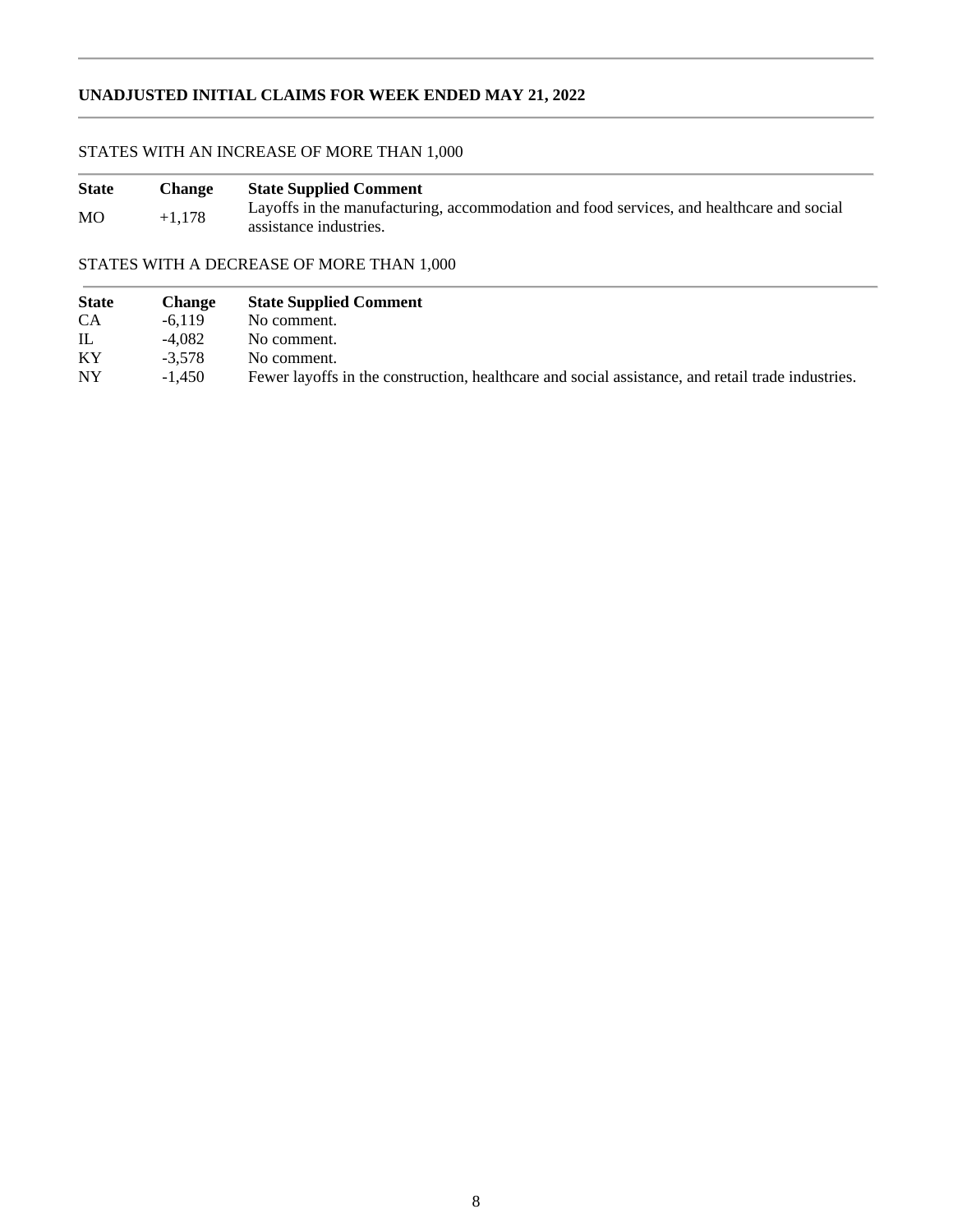## UNADJUSTED INITIAL CLAIMS FOR WEEK ENDED MAY 21, 2022

### STATES WITH AN INCREASE OF MORE THAN 1,000

| State | Change | State Supplied Comment |
|---|---|---|
| MO | +1,178 | Layoffs in the manufacturing, accommodation and food services, and healthcare and social assistance industries. |

### STATES WITH A DECREASE OF MORE THAN 1,000

| State | Change | State Supplied Comment |
|---|---|---|
| CA | -6,119 | No comment. |
| IL | -4,082 | No comment. |
| KY | -3,578 | No comment. |
| NY | -1,450 | Fewer layoffs in the construction, healthcare and social assistance, and retail trade industries. |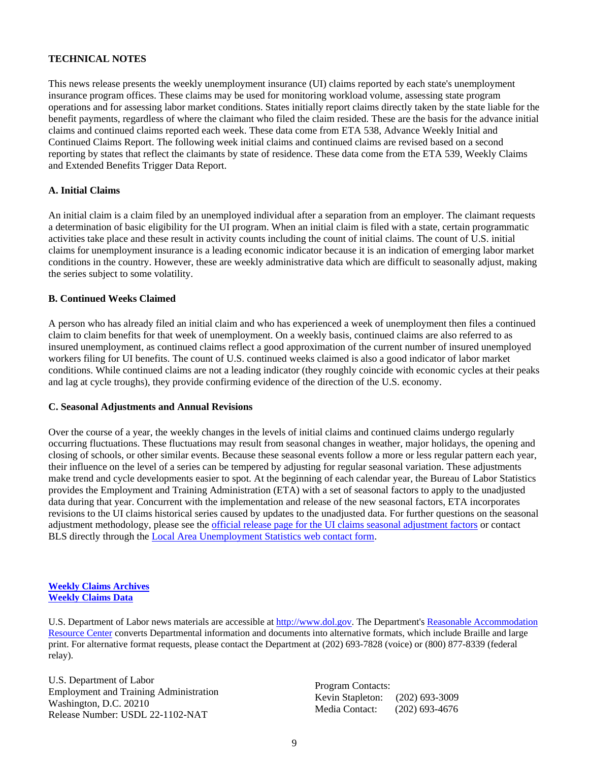**TECHNICAL NOTES**

This news release presents the weekly unemployment insurance (UI) claims reported by each state's unemployment insurance program offices. These claims may be used for monitoring workload volume, assessing state program operations and for assessing labor market conditions. States initially report claims directly taken by the state liable for the benefit payments, regardless of where the claimant who filed the claim resided. These are the basis for the advance initial claims and continued claims reported each week. These data come from ETA 538, Advance Weekly Initial and Continued Claims Report. The following week initial claims and continued claims are revised based on a second reporting by states that reflect the claimants by state of residence. These data come from the ETA 539, Weekly Claims and Extended Benefits Trigger Data Report.

**A. Initial Claims**

An initial claim is a claim filed by an unemployed individual after a separation from an employer. The claimant requests a determination of basic eligibility for the UI program. When an initial claim is filed with a state, certain programmatic activities take place and these result in activity counts including the count of initial claims. The count of U.S. initial claims for unemployment insurance is a leading economic indicator because it is an indication of emerging labor market conditions in the country. However, these are weekly administrative data which are difficult to seasonally adjust, making the series subject to some volatility.

**B. Continued Weeks Claimed**

A person who has already filed an initial claim and who has experienced a week of unemployment then files a continued claim to claim benefits for that week of unemployment. On a weekly basis, continued claims are also referred to as insured unemployment, as continued claims reflect a good approximation of the current number of insured unemployed workers filing for UI benefits. The count of U.S. continued weeks claimed is also a good indicator of labor market conditions. While continued claims are not a leading indicator (they roughly coincide with economic cycles at their peaks and lag at cycle troughs), they provide confirming evidence of the direction of the U.S. economy.

**C. Seasonal Adjustments and Annual Revisions**

Over the course of a year, the weekly changes in the levels of initial claims and continued claims undergo regularly occurring fluctuations. These fluctuations may result from seasonal changes in weather, major holidays, the opening and closing of schools, or other similar events. Because these seasonal events follow a more or less regular pattern each year, their influence on the level of a series can be tempered by adjusting for regular seasonal variation. These adjustments make trend and cycle developments easier to spot. At the beginning of each calendar year, the Bureau of Labor Statistics provides the Employment and Training Administration (ETA) with a set of seasonal factors to apply to the unadjusted data during that year. Concurrent with the implementation and release of the new seasonal factors, ETA incorporates revisions to the UI claims historical series caused by updates to the unadjusted data. For further questions on the seasonal adjustment methodology, please see the official release page for the UI claims seasonal adjustment factors or contact BLS directly through the Local Area Unemployment Statistics web contact form.

**Weekly Claims Archives**
**Weekly Claims Data**

U.S. Department of Labor news materials are accessible at http://www.dol.gov. The Department's Reasonable Accommodation Resource Center converts Departmental information and documents into alternative formats, which include Braille and large print. For alternative format requests, please contact the Department at (202) 693-7828 (voice) or (800) 877-8339 (federal relay).

U.S. Department of Labor
Employment and Training Administration
Washington, D.C. 20210
Release Number: USDL 22-1102-NAT

Program Contacts:
Kevin Stapleton: (202) 693-3009
Media Contact: (202) 693-4676